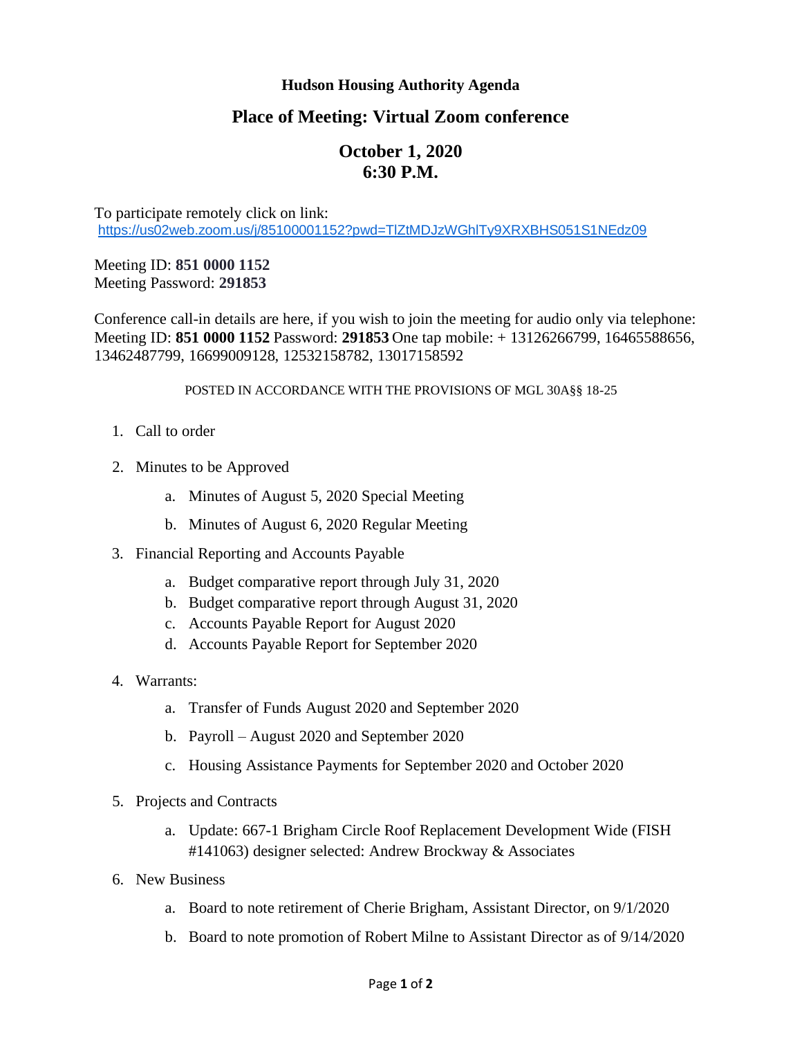# Hudson Housing Authority Agenda

## Place of Meeting: Virtual Zoom conference

## October 1, 2020
## 6:30 P.M.

To participate remotely click on link:
https://us02web.zoom.us/j/85100001152?pwd=TlZtMDJzWGhlTy9XRXBHS051S1NEdz09

Meeting ID: **851 0000 1152**
Meeting Password: **291853**

Conference call-in details are here, if you wish to join the meeting for audio only via telephone: Meeting ID: **851 0000 1152** Password: **291853** One tap mobile: + 13126266799, 16465588656, 13462487799, 16699009128, 12532158782, 13017158592

POSTED IN ACCORDANCE WITH THE PROVISIONS OF MGL 30A§§ 18-25

1. Call to order
2. Minutes to be Approved
    a. Minutes of August 5, 2020 Special Meeting
    b. Minutes of August 6, 2020 Regular Meeting
3. Financial Reporting and Accounts Payable
    a. Budget comparative report through July 31, 2020
    b. Budget comparative report through August 31, 2020
    c. Accounts Payable Report for August 2020
    d. Accounts Payable Report for September 2020
4. Warrants:
    a. Transfer of Funds August 2020 and September 2020
    b. Payroll – August 2020 and September 2020
    c. Housing Assistance Payments for September 2020 and October 2020
5. Projects and Contracts
    a. Update: 667-1 Brigham Circle Roof Replacement Development Wide (FISH #141063) designer selected: Andrew Brockway & Associates
6. New Business
    a. Board to note retirement of Cherie Brigham, Assistant Director, on 9/1/2020
    b. Board to note promotion of Robert Milne to Assistant Director as of 9/14/2020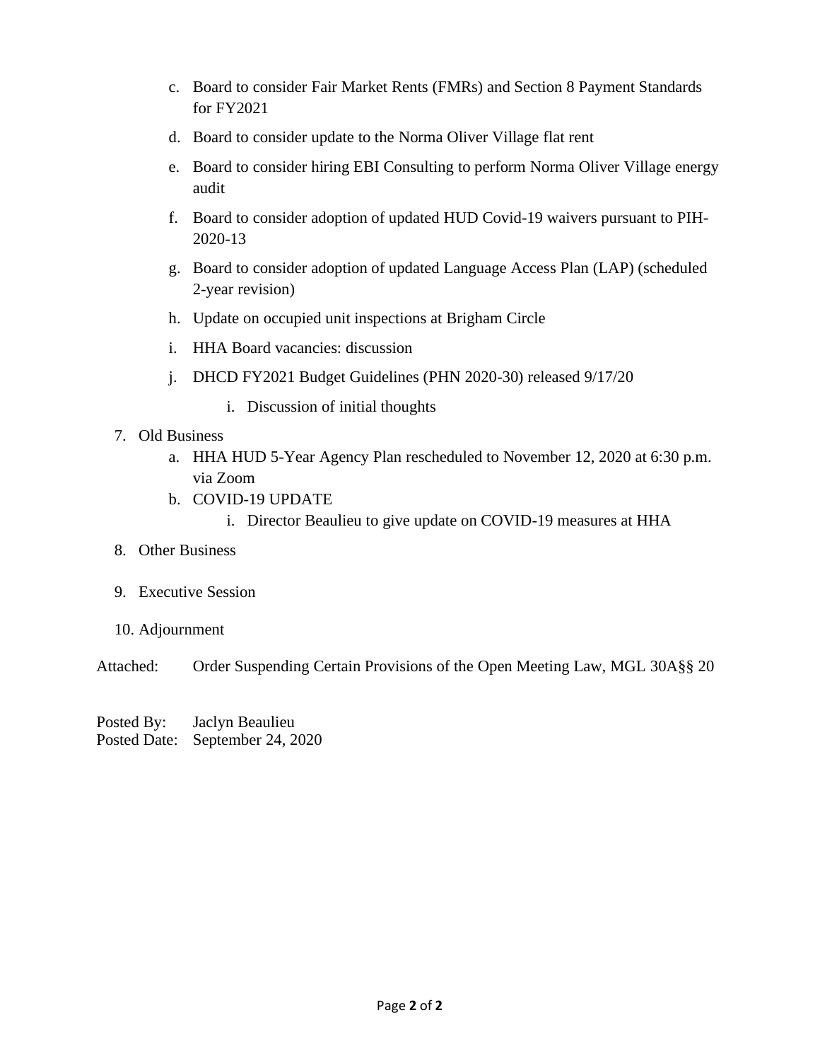c. Board to consider Fair Market Rents (FMRs) and Section 8 Payment Standards for FY2021

   d. Board to consider update to the Norma Oliver Village flat rent

   e. Board to consider hiring EBI Consulting to perform Norma Oliver Village energy audit

   f. Board to consider adoption of updated HUD Covid-19 waivers pursuant to PIH-2020-13

   g. Board to consider adoption of updated Language Access Plan (LAP) (scheduled 2-year revision)

   h. Update on occupied unit inspections at Brigham Circle

   i. HHA Board vacancies: discussion

   j. DHCD FY2021 Budget Guidelines (PHN 2020-30) released 9/17/20

      i. Discussion of initial thoughts

7. Old Business
   a. HHA HUD 5-Year Agency Plan rescheduled to November 12, 2020 at 6:30 p.m. via Zoom
   b. COVID-19 UPDATE
      i. Director Beaulieu to give update on COVID-19 measures at HHA

8. Other Business

9. Executive Session

10. Adjournment

Attached: Order Suspending Certain Provisions of the Open Meeting Law, MGL 30A§§ 20

Posted By: Jaclyn Beaulieu
Posted Date: September 24, 2020